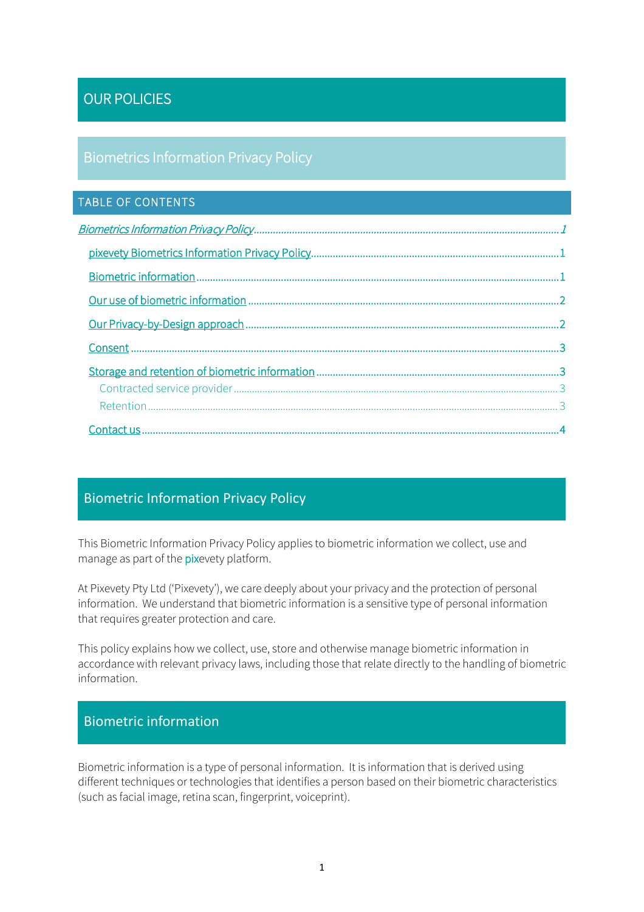# OUR POLICIES

## Biometrics Information Privacy Policy

### TABLE OF CONTENTS

*Biometrics Information Privacy Policy* .................................................. 1

- pixevety Biometrics Information Privacy Policy .................................................. 1
- Biometric information .................................................. 2
- Our use of biometric information .................................................. 2
- Our Privacy-by-Design approach .................................................. 2
- Consent .................................................. 3
- Storage and retention of biometric information .................................................. 3
  - Contracted service provider .................................................. 3
  - Retention .................................................. 3
- Contact us .................................................. 4

## Biometric Information Privacy Policy

This Biometric Information Privacy Policy applies to biometric information we collect, use and manage as part of the pixevety platform.

At Pixevety Pty Ltd ('Pixevety'), we care deeply about your privacy and the protection of personal information. We understand that biometric information is a sensitive type of personal information that requires greater protection and care.

This policy explains how we collect, use, store and otherwise manage biometric information in accordance with relevant privacy laws, including those that relate directly to the handling of biometric information.

## Biometric information

Biometric information is a type of personal information. It is information that is derived using different techniques or technologies that identifies a person based on their biometric characteristics (such as facial image, retina scan, fingerprint, voiceprint).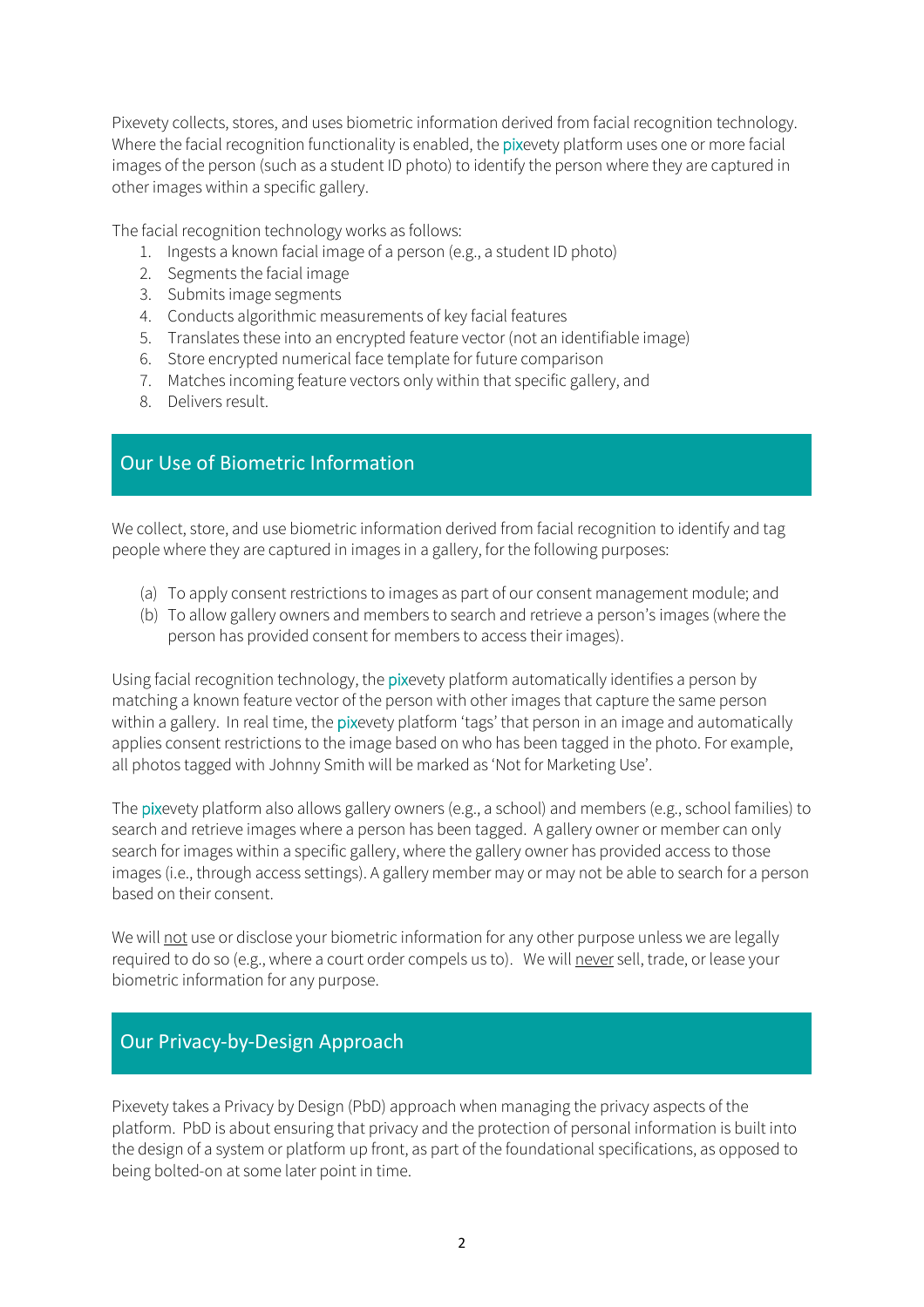Pixevety collects, stores, and uses biometric information derived from facial recognition technology. Where the facial recognition functionality is enabled, the pixevety platform uses one or more facial images of the person (such as a student ID photo) to identify the person where they are captured in other images within a specific gallery.

The facial recognition technology works as follows:

1. Ingests a known facial image of a person (e.g., a student ID photo)
2. Segments the facial image
3. Submits image segments
4. Conducts algorithmic measurements of key facial features
5. Translates these into an encrypted feature vector (not an identifiable image)
6. Store encrypted numerical face template for future comparison
7. Matches incoming feature vectors only within that specific gallery, and
8. Delivers result.

## Our Use of Biometric Information

We collect, store, and use biometric information derived from facial recognition to identify and tag people where they are captured in images in a gallery, for the following purposes:

(a) To apply consent restrictions to images as part of our consent management module; and
(b) To allow gallery owners and members to search and retrieve a person's images (where the person has provided consent for members to access their images).

Using facial recognition technology, the pixevety platform automatically identifies a person by matching a known feature vector of the person with other images that capture the same person within a gallery. In real time, the pixevety platform 'tags' that person in an image and automatically applies consent restrictions to the image based on who has been tagged in the photo. For example, all photos tagged with Johnny Smith will be marked as 'Not for Marketing Use'.

The pixevety platform also allows gallery owners (e.g., a school) and members (e.g., school families) to search and retrieve images where a person has been tagged. A gallery owner or member can only search for images within a specific gallery, where the gallery owner has provided access to those images (i.e., through access settings). A gallery member may or may not be able to search for a person based on their consent.

We will <u>not</u> use or disclose your biometric information for any other purpose unless we are legally required to do so (e.g., where a court order compels us to). We will <u>never</u> sell, trade, or lease your biometric information for any purpose.

## Our Privacy-by-Design Approach

Pixevety takes a Privacy by Design (PbD) approach when managing the privacy aspects of the platform. PbD is about ensuring that privacy and the protection of personal information is built into the design of a system or platform up front, as part of the foundational specifications, as opposed to being bolted-on at some later point in time.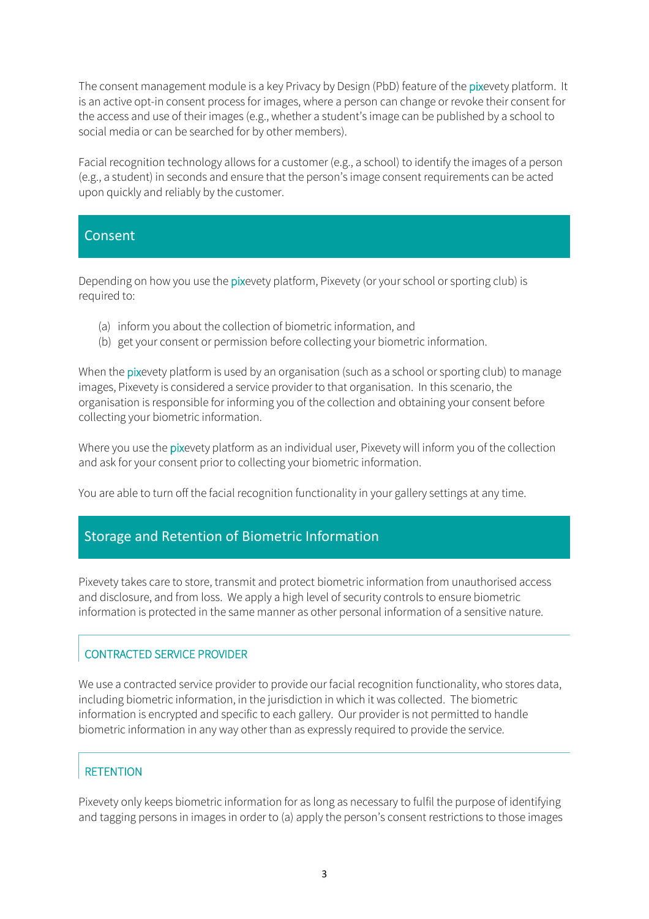The consent management module is a key Privacy by Design (PbD) feature of the pixevety platform. It is an active opt-in consent process for images, where a person can change or revoke their consent for the access and use of their images (e.g., whether a student's image can be published by a school to social media or can be searched for by other members).

Facial recognition technology allows for a customer (e.g., a school) to identify the images of a person (e.g., a student) in seconds and ensure that the person's image consent requirements can be acted upon quickly and reliably by the customer.

## Consent

Depending on how you use the pixevety platform, Pixevety (or your school or sporting club) is required to:

(a) inform you about the collection of biometric information, and
(b) get your consent or permission before collecting your biometric information.

When the pixevety platform is used by an organisation (such as a school or sporting club) to manage images, Pixevety is considered a service provider to that organisation. In this scenario, the organisation is responsible for informing you of the collection and obtaining your consent before collecting your biometric information.

Where you use the pixevety platform as an individual user, Pixevety will inform you of the collection and ask for your consent prior to collecting your biometric information.

You are able to turn off the facial recognition functionality in your gallery settings at any time.

## Storage and Retention of Biometric Information

Pixevety takes care to store, transmit and protect biometric information from unauthorised access and disclosure, and from loss. We apply a high level of security controls to ensure biometric information is protected in the same manner as other personal information of a sensitive nature.

### CONTRACTED SERVICE PROVIDER

We use a contracted service provider to provide our facial recognition functionality, who stores data, including biometric information, in the jurisdiction in which it was collected. The biometric information is encrypted and specific to each gallery. Our provider is not permitted to handle biometric information in any way other than as expressly required to provide the service.

### RETENTION

Pixevety only keeps biometric information for as long as necessary to fulfil the purpose of identifying and tagging persons in images in order to (a) apply the person's consent restrictions to those images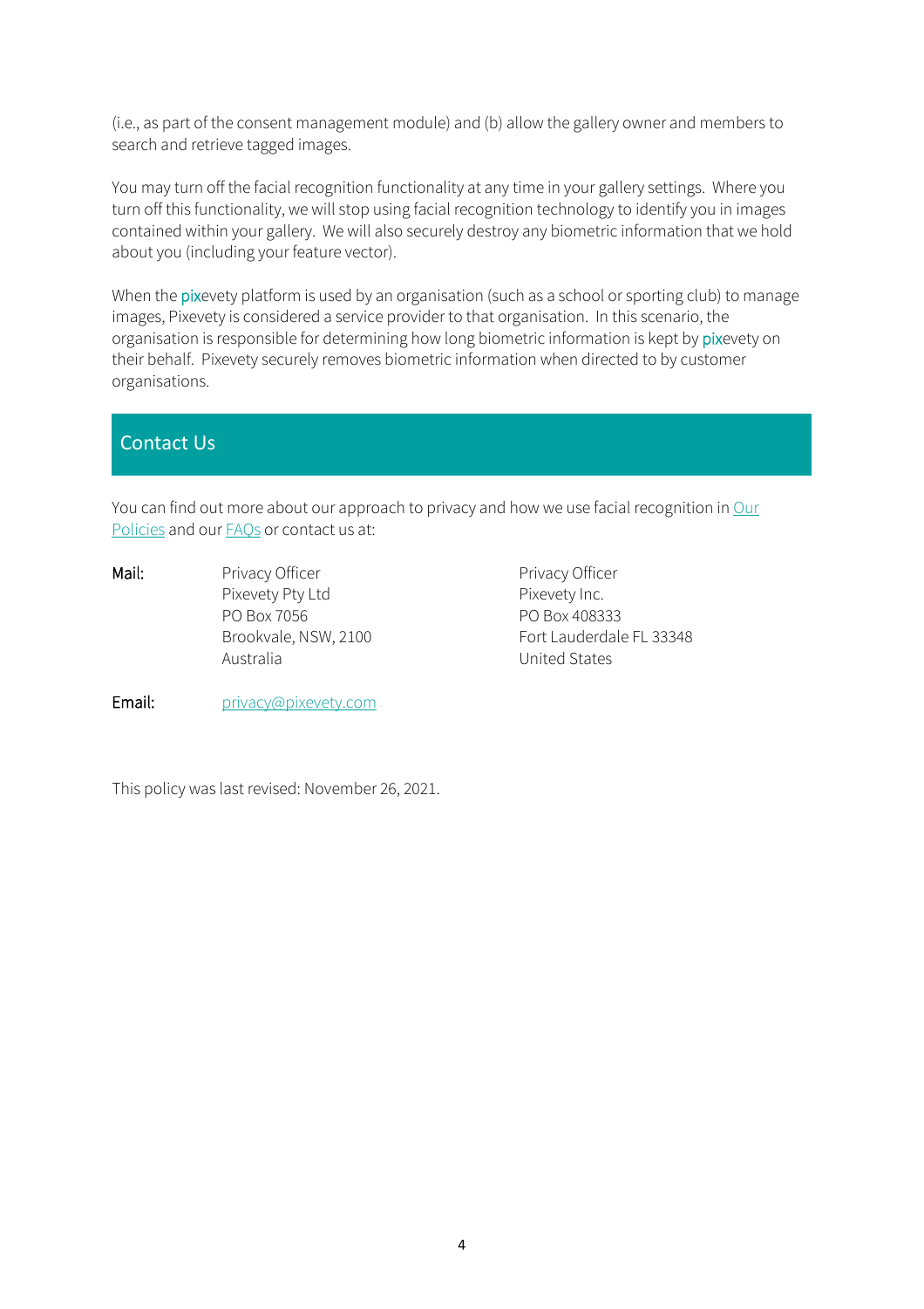(i.e., as part of the consent management module) and (b) allow the gallery owner and members to search and retrieve tagged images.

You may turn off the facial recognition functionality at any time in your gallery settings. Where you turn off this functionality, we will stop using facial recognition technology to identify you in images contained within your gallery. We will also securely destroy any biometric information that we hold about you (including your feature vector).

When the pixevety platform is used by an organisation (such as a school or sporting club) to manage images, Pixevety is considered a service provider to that organisation. In this scenario, the organisation is responsible for determining how long biometric information is kept by pixevety on their behalf. Pixevety securely removes biometric information when directed to by customer organisations.

## Contact Us

You can find out more about our approach to privacy and how we use facial recognition in Our Policies and our FAQs or contact us at:

**Mail:**

Privacy Officer
Pixevety Pty Ltd
PO Box 7056
Brookvale, NSW, 2100
Australia

Privacy Officer
Pixevety Inc.
PO Box 408333
Fort Lauderdale FL 33348
United States

**Email:** privacy@pixevety.com

This policy was last revised: November 26, 2021.